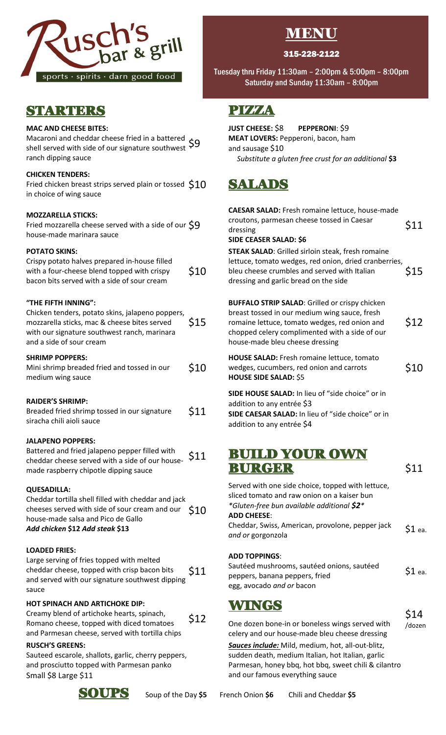# Rusch's bar & grill

sports · spirits · darn good food

# MENU

315-228-2122

Tuesday thru Friday 11:30am – 2:00pm & 5:00pm – 8:00pm
Saturday and Sunday 11:30am – 8:00pm

## STARTERS

**MAC AND CHEESE BITES:**
Macaroni and cheddar cheese fried in a battered shell served with side of our signature southwest ranch dipping sauce $9

**CHICKEN TENDERS:**
Fried chicken breast strips served plain or tossed in choice of wing sauce $10

**MOZZARELLA STICKS:**
Fried mozzarella cheese served with a side of our house-made marinara sauce $9

**POTATO SKINS:**
Crispy potato halves prepared in-house filled with a four-cheese blend topped with crispy bacon bits served with a side of sour cream $10

**"THE FIFTH INNING":**
Chicken tenders, potato skins, jalapeno poppers, mozzarella sticks, mac & cheese bites served with our signature southwest ranch, marinara and a side of sour cream $15

**SHRIMP POPPERS:**
Mini shrimp breaded fried and tossed in our medium wing sauce $10

**RAIDER'S SHRIMP:**
Breaded fried shrimp tossed in our signature siracha chili aioli sauce $11

**JALAPENO POPPERS:**
Battered and fried jalapeno pepper filled with cheddar cheese served with a side of our house-made raspberry chipotle dipping sauce $11

**QUESADILLA:**
Cheddar tortilla shell filled with cheddar and jack cheeses served with side of sour cream and our house-made salsa and Pico de Gallo $10
***Add chicken* $12 *Add steak* $13**

**LOADED FRIES:**
Large serving of fries topped with melted cheddar cheese, topped with crisp bacon bits and served with our signature southwest dipping sauce $11

**HOT SPINACH AND ARTICHOKE DIP:**
Creamy blend of artichoke hearts, spinach, Romano cheese, topped with diced tomatoes and Parmesan cheese, served with tortilla chips $12

**RUSCH'S GREENS:**
Sauteed escarole, shallots, garlic, cherry peppers, and prosciutto topped with Parmesan panko
Small $8 Large $11

## PIZZA

**JUST CHEESE:** $8 **PEPPERONI**: $9
**MEAT LOVERS:** Pepperoni, bacon, ham and sausage $10
*Substitute a gluten free crust for an additional* **$3**

## SALADS

**CAESAR SALAD:** Fresh romaine lettuce, house-made croutons, parmesan cheese tossed in Caesar dressing $11
**SIDE CEASER SALAD: $6**

**STEAK SALAD**: Grilled sirloin steak, fresh romaine lettuce, tomato wedges, red onion, dried cranberries, bleu cheese crumbles and served with Italian dressing and garlic bread on the side $15

**BUFFALO STRIP SALAD**: Grilled or crispy chicken breast tossed in our medium wing sauce, fresh romaine lettuce, tomato wedges, red onion and chopped celery complimented with a side of our house-made bleu cheese dressing $12

**HOUSE SALAD:** Fresh romaine lettuce, tomato wedges, cucumbers, red onion and carrots $10
**HOUSE SIDE SALAD:** $5

**SIDE HOUSE SALAD:** In lieu of "side choice" or in addition to any entrée $3
**SIDE CAESAR SALAD:** In lieu of "side choice" or in addition to any entrée $4

## BUILD YOUR OWN BURGER $11

Served with one side choice, topped with lettuce, sliced tomato and raw onion on a kaiser bun
*\*Gluten-free bun available additional **$2**\**

**ADD CHEESE**:
Cheddar, Swiss, American, provolone, pepper jack *and or* gorgonzola $1 ea.

**ADD TOPPINGS**:
Sautéed mushrooms, sautéed onions, sautéed peppers, banana peppers, fried egg, avocado *and or* bacon $1 ea.

## WINGS

One dozen bone-in or boneless wings served with celery and our house-made bleu cheese dressing $14 /dozen

***Sauces include:*** Mild, medium, hot, all-out-blitz, sudden death, medium Italian, hot Italian, garlic Parmesan, honey bbq, hot bbq, sweet chili & cilantro and our famous everything sauce

## SOUPS

Soup of the Day **$5** French Onion **$6** Chili and Cheddar **$5**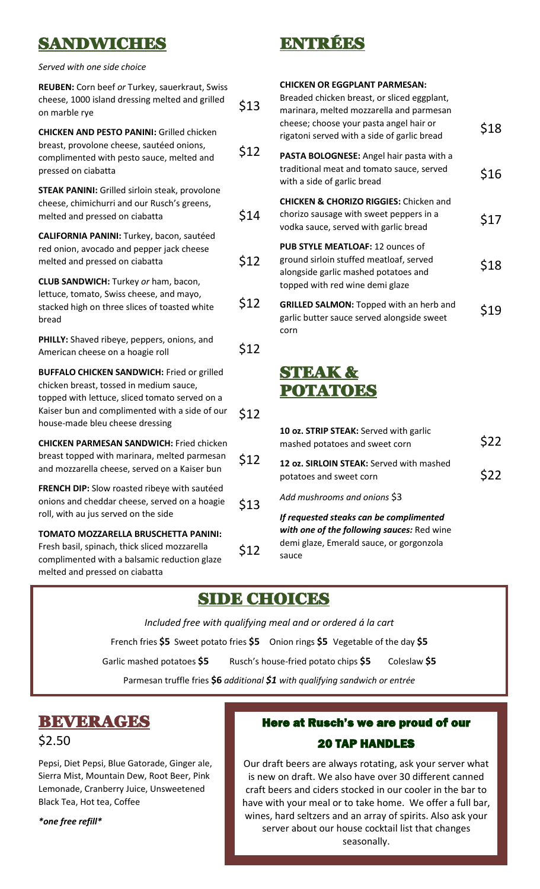# SANDWICHES

*Served with one side choice*

**REUBEN:** Corn beef *or* Turkey, sauerkraut, Swiss cheese, 1000 island dressing melted and grilled on marble rye — $13

**CHICKEN AND PESTO PANINI:** Grilled chicken breast, provolone cheese, sautéed onions, complimented with pesto sauce, melted and pressed on ciabatta — $12

**STEAK PANINI:** Grilled sirloin steak, provolone cheese, chimichurri and our Rusch's greens, melted and pressed on ciabatta — $14

**CALIFORNIA PANINI:** Turkey, bacon, sautéed red onion, avocado and pepper jack cheese melted and pressed on ciabatta — $12

**CLUB SANDWICH:** Turkey *or* ham, bacon, lettuce, tomato, Swiss cheese, and mayo, stacked high on three slices of toasted white bread — $12

**PHILLY:** Shaved ribeye, peppers, onions, and American cheese on a hoagie roll — $12

**BUFFALO CHICKEN SANDWICH:** Fried or grilled chicken breast, tossed in medium sauce, topped with lettuce, sliced tomato served on a Kaiser bun and complimented with a side of our house-made bleu cheese dressing — $12

**CHICKEN PARMESAN SANDWICH:** Fried chicken breast topped with marinara, melted parmesan and mozzarella cheese, served on a Kaiser bun — $12

**FRENCH DIP:** Slow roasted ribeye with sautéed onions and cheddar cheese, served on a hoagie roll, with au jus served on the side — $13

**TOMATO MOZZARELLA BRUSCHETTA PANINI:** Fresh basil, spinach, thick sliced mozzarella complimented with a balsamic reduction glaze melted and pressed on ciabatta — $12

# ENTRÉES

**CHICKEN OR EGGPLANT PARMESAN:** Breaded chicken breast, or sliced eggplant, marinara, melted mozzarella and parmesan cheese; choose your pasta angel hair or rigatoni served with a side of garlic bread — $18

**PASTA BOLOGNESE:** Angel hair pasta with a traditional meat and tomato sauce, served with a side of garlic bread — $16

**CHICKEN & CHORIZO RIGGIES:** Chicken and chorizo sausage with sweet peppers in a vodka sauce, served with garlic bread — $17

**PUB STYLE MEATLOAF:** 12 ounces of ground sirloin stuffed meatloaf, served alongside garlic mashed potatoes and topped with red wine demi glaze — $18

**GRILLED SALMON:** Topped with an herb and garlic butter sauce served alongside sweet corn — $19

# STEAK & POTATOES

**10 oz. STRIP STEAK:** Served with garlic mashed potatoes and sweet corn — $22

**12 oz. SIRLOIN STEAK:** Served with mashed potatoes and sweet corn — $22

*Add mushrooms and onions* $3

***If requested steaks can be complimented with one of the following sauces:*** Red wine demi glaze, Emerald sauce, or gorgonzola sauce

# SIDE CHOICES

*Included free with qualifying meal and or ordered á la cart*

French fries **$5** Sweet potato fries **$5** Onion rings **$5** Vegetable of the day **$5**

Garlic mashed potatoes **$5** Rusch's house-fried potato chips **$5** Coleslaw **$5**

Parmesan truffle fries **$6** *additional **$1** with qualifying sandwich or entrée*

# BEVERAGES

$2.50

Pepsi, Diet Pepsi, Blue Gatorade, Ginger ale, Sierra Mist, Mountain Dew, Root Beer, Pink Lemonade, Cranberry Juice, Unsweetened Black Tea, Hot tea, Coffee

*\*one free refill\**

## Here at Rusch's we are proud of our 20 TAP HANDLES

Our draft beers are always rotating, ask your server what is new on draft. We also have over 30 different canned craft beers and ciders stocked in our cooler in the bar to have with your meal or to take home. We offer a full bar, wines, hard seltzers and an array of spirits. Also ask your server about our house cocktail list that changes seasonally.